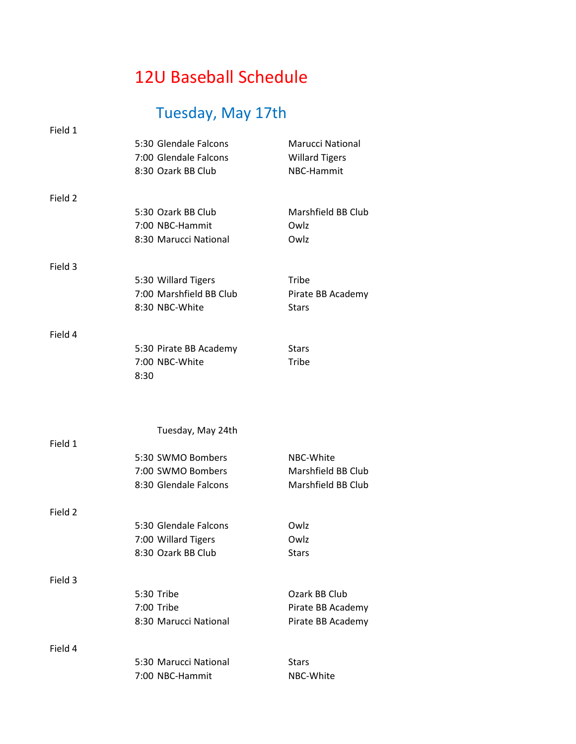# 12U Baseball Schedule

## Tuesday, May 17th

**Field 1**

| Time | Team | Opponent |
|---|---|---|
| 5:30 | Glendale Falcons | Marucci National |
| 7:00 | Glendale Falcons | Willard Tigers |
| 8:30 | Ozark BB Club | NBC-Hammit |

**Field 2**

| Time | Team | Opponent |
|---|---|---|
| 5:30 | Ozark BB Club | Marshfield BB Club |
| 7:00 | NBC-Hammit | Owlz |
| 8:30 | Marucci National | Owlz |

**Field 3**

| Time | Team | Opponent |
|---|---|---|
| 5:30 | Willard Tigers | Tribe |
| 7:00 | Marshfield BB Club | Pirate BB Academy |
| 8:30 | NBC-White | Stars |

**Field 4**

| Time | Team | Opponent |
|---|---|---|
| 5:30 | Pirate BB Academy | Stars |
| 7:00 | NBC-White | Tribe |
| 8:30 | | |

## Tuesday, May 24th

**Field 1**

| Time | Team | Opponent |
|---|---|---|
| 5:30 | SWMO Bombers | NBC-White |
| 7:00 | SWMO Bombers | Marshfield BB Club |
| 8:30 | Glendale Falcons | Marshfield BB Club |

**Field 2**

| Time | Team | Opponent |
|---|---|---|
| 5:30 | Glendale Falcons | Owlz |
| 7:00 | Willard Tigers | Owlz |
| 8:30 | Ozark BB Club | Stars |

**Field 3**

| Time | Team | Opponent |
|---|---|---|
| 5:30 | Tribe | Ozark BB Club |
| 7:00 | Tribe | Pirate BB Academy |
| 8:30 | Marucci National | Pirate BB Academy |

**Field 4**

| Time | Team | Opponent |
|---|---|---|
| 5:30 | Marucci National | Stars |
| 7:00 | NBC-Hammit | NBC-White |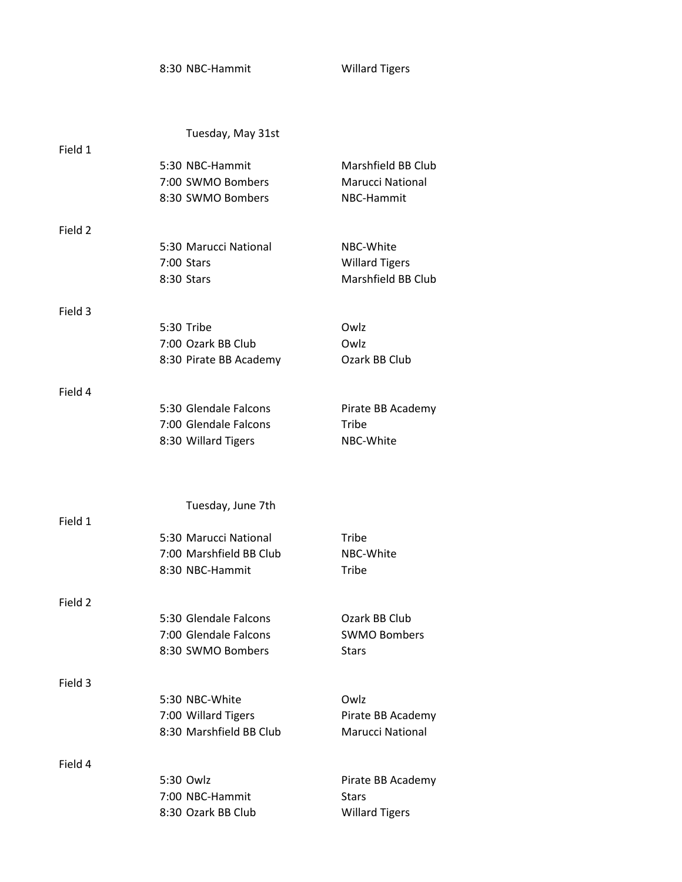| | | |
|---|---|---|
| | 8:30 NBC-Hammit | Willard Tigers |

## Tuesday, May 31st

| | | |
|---|---|---|
| Field 1 | | |
| | 5:30 NBC-Hammit | Marshfield BB Club |
| | 7:00 SWMO Bombers | Marucci National |
| | 8:30 SWMO Bombers | NBC-Hammit |
| Field 2 | | |
| | 5:30 Marucci National | NBC-White |
| | 7:00 Stars | Willard Tigers |
| | 8:30 Stars | Marshfield BB Club |
| Field 3 | | |
| | 5:30 Tribe | Owlz |
| | 7:00 Ozark BB Club | Owlz |
| | 8:30 Pirate BB Academy | Ozark BB Club |
| Field 4 | | |
| | 5:30 Glendale Falcons | Pirate BB Academy |
| | 7:00 Glendale Falcons | Tribe |
| | 8:30 Willard Tigers | NBC-White |

## Tuesday, June 7th

| | | |
|---|---|---|
| Field 1 | | |
| | 5:30 Marucci National | Tribe |
| | 7:00 Marshfield BB Club | NBC-White |
| | 8:30 NBC-Hammit | Tribe |
| Field 2 | | |
| | 5:30 Glendale Falcons | Ozark BB Club |
| | 7:00 Glendale Falcons | SWMO Bombers |
| | 8:30 SWMO Bombers | Stars |
| Field 3 | | |
| | 5:30 NBC-White | Owlz |
| | 7:00 Willard Tigers | Pirate BB Academy |
| | 8:30 Marshfield BB Club | Marucci National |
| Field 4 | | |
| | 5:30 Owlz | Pirate BB Academy |
| | 7:00 NBC-Hammit | Stars |
| | 8:30 Ozark BB Club | Willard Tigers |